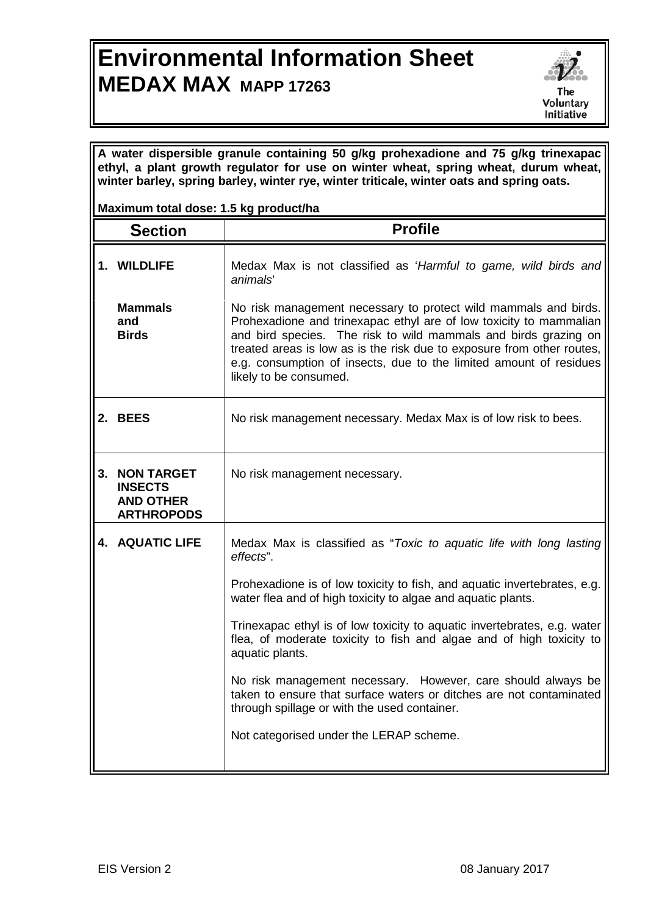# Environmental Information Sheet

## MEDAX MAX MAPP 17263

The Voluntary Initiative

**A water dispersible granule containing 50 g/kg prohexadione and 75 g/kg trinexapac ethyl, a plant growth regulator for use on winter wheat, spring wheat, durum wheat, winter barley, spring barley, winter rye, winter triticale, winter oats and spring oats.**

**Maximum total dose: 1.5 kg product/ha**

| Section | Profile |
|---|---|
| **1. WILDLIFE** | Medax Max is not classified as '*Harmful to game, wild birds and animals*' |
| **Mammals and Birds** | No risk management necessary to protect wild mammals and birds. Prohexadione and trinexapac ethyl are of low toxicity to mammalian and bird species. The risk to wild mammals and birds grazing on treated areas is low as is the risk due to exposure from other routes, e.g. consumption of insects, due to the limited amount of residues likely to be consumed. |
| **2. BEES** | No risk management necessary. Medax Max is of low risk to bees. |
| **3. NON TARGET INSECTS AND OTHER ARTHROPODS** | No risk management necessary. |
| **4. AQUATIC LIFE** | Medax Max is classified as "*Toxic to aquatic life with long lasting effects*".<br><br>Prohexadione is of low toxicity to fish, and aquatic invertebrates, e.g. water flea and of high toxicity to algae and aquatic plants.<br><br>Trinexapac ethyl is of low toxicity to aquatic invertebrates, e.g. water flea, of moderate toxicity to fish and algae and of high toxicity to aquatic plants.<br><br>No risk management necessary. However, care should always be taken to ensure that surface waters or ditches are not contaminated through spillage or with the used container.<br><br>Not categorised under the LERAP scheme. |

EIS Version 2 08 January 2017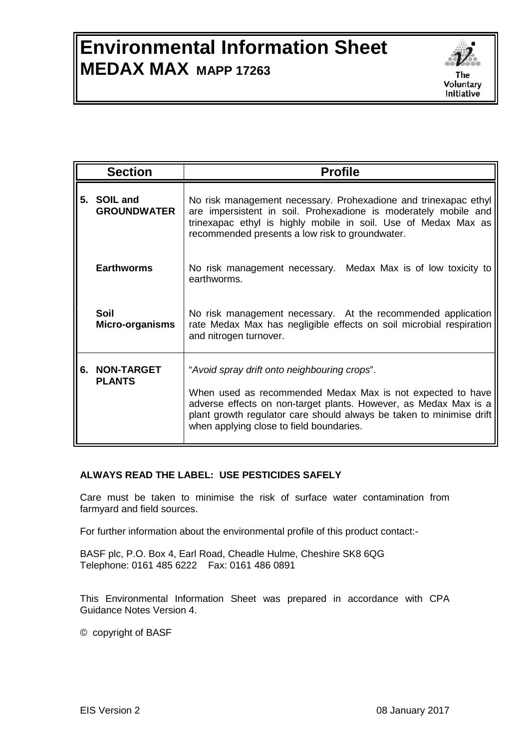# Environmental Information Sheet

## MEDAX MAX MAPP 17263

| Section | Profile |
|---|---|
| **5. SOIL and GROUNDWATER** | No risk management necessary. Prohexadione and trinexapac ethyl are impersistent in soil. Prohexadione is moderately mobile and trinexapac ethyl is highly mobile in soil. Use of Medax Max as recommended presents a low risk to groundwater. |
| **Earthworms** | No risk management necessary. Medax Max is of low toxicity to earthworms. |
| **Soil Micro-organisms** | No risk management necessary. At the recommended application rate Medax Max has negligible effects on soil microbial respiration and nitrogen turnover. |
| **6. NON-TARGET PLANTS** | "*Avoid spray drift onto neighbouring crops*".<br><br>When used as recommended Medax Max is not expected to have adverse effects on non-target plants. However, as Medax Max is a plant growth regulator care should always be taken to minimise drift when applying close to field boundaries. |

**ALWAYS READ THE LABEL: USE PESTICIDES SAFELY**

Care must be taken to minimise the risk of surface water contamination from farmyard and field sources.

For further information about the environmental profile of this product contact:-

BASF plc, P.O. Box 4, Earl Road, Cheadle Hulme, Cheshire SK8 6QG
Telephone: 0161 485 6222 Fax: 0161 486 0891

This Environmental Information Sheet was prepared in accordance with CPA Guidance Notes Version 4.

© copyright of BASF

EIS Version 2 08 January 2017